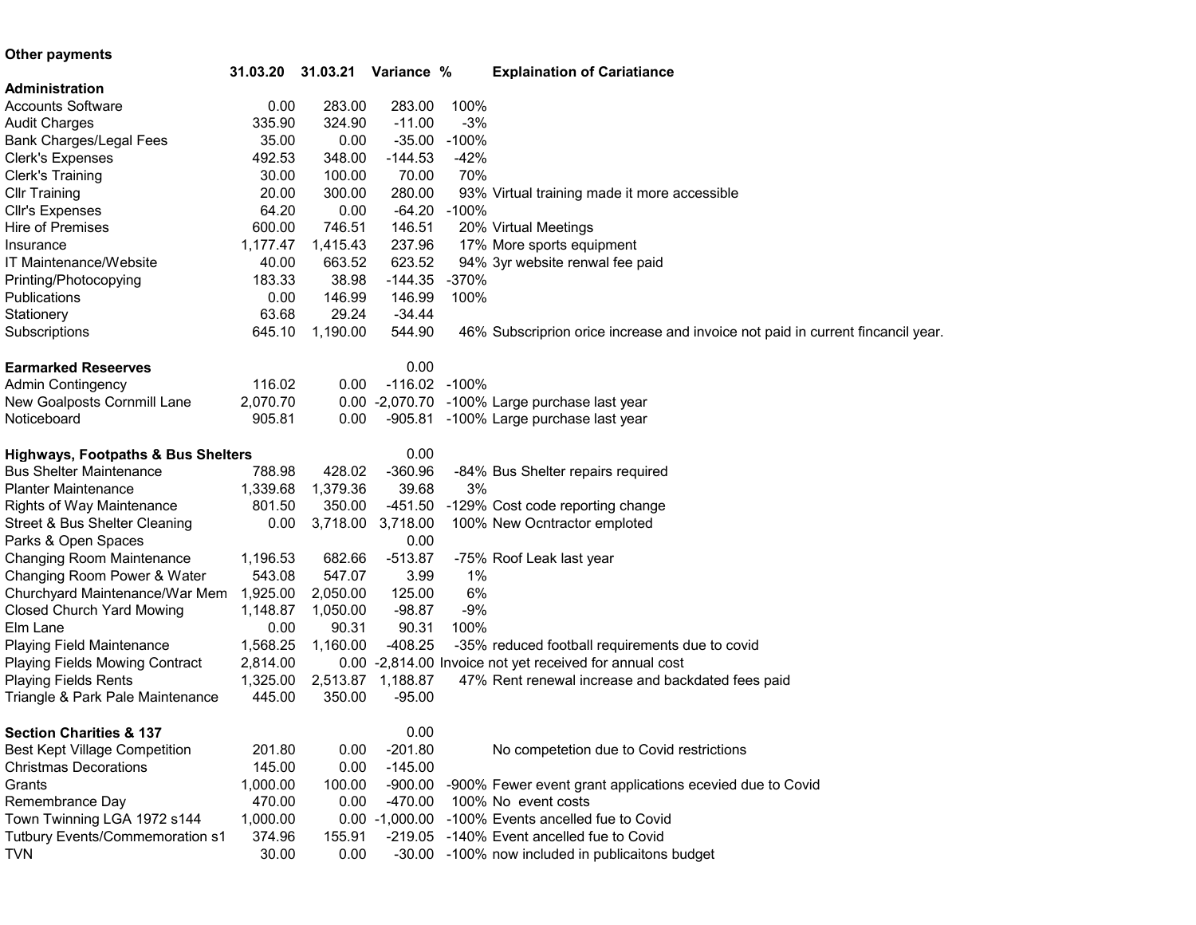**Other payments**

| | 31.03.20 | 31.03.21 | Variance | % | Explaination of Cariatiance |
|---|---|---|---|---|---|
| **Administration** | | | | | |
| Accounts Software | 0.00 | 283.00 | 283.00 | 100% | |
| Audit Charges | 335.90 | 324.90 | -11.00 | -3% | |
| Bank Charges/Legal Fees | 35.00 | 0.00 | -35.00 | -100% | |
| Clerk's Expenses | 492.53 | 348.00 | -144.53 | -42% | |
| Clerk's Training | 30.00 | 100.00 | 70.00 | 70% | |
| Cllr Training | 20.00 | 300.00 | 280.00 | 93% | Virtual training made it more accessible |
| Cllr's Expenses | 64.20 | 0.00 | -64.20 | -100% | |
| Hire of Premises | 600.00 | 746.51 | 146.51 | 20% | Virtual Meetings |
| Insurance | 1,177.47 | 1,415.43 | 237.96 | 17% | More sports equipment |
| IT Maintenance/Website | 40.00 | 663.52 | 623.52 | 94% | 3yr website renwal fee paid |
| Printing/Photocopying | 183.33 | 38.98 | -144.35 | -370% | |
| Publications | 0.00 | 146.99 | 146.99 | 100% | |
| Stationery | 63.68 | 29.24 | -34.44 | | |
| Subscriptions | 645.10 | 1,190.00 | 544.90 | 46% | Subscriprion orice increase and invoice not paid in current fincancil year. |
| | | | | | |
| **Earmarked Reseerves** | | | 0.00 | | |
| Admin Contingency | 116.02 | 0.00 | -116.02 | -100% | |
| New Goalposts Cornmill Lane | 2,070.70 | 0.00 | -2,070.70 | -100% | Large purchase last year |
| Noticeboard | 905.81 | 0.00 | -905.81 | -100% | Large purchase last year |
| | | | | | |
| **Highways, Footpaths & Bus Shelters** | | | 0.00 | | |
| Bus Shelter Maintenance | 788.98 | 428.02 | -360.96 | -84% | Bus Shelter repairs required |
| Planter Maintenance | 1,339.68 | 1,379.36 | 39.68 | 3% | |
| Rights of Way Maintenance | 801.50 | 350.00 | -451.50 | -129% | Cost code reporting change |
| Street & Bus Shelter Cleaning | 0.00 | 3,718.00 | 3,718.00 | 100% | New Ocntractor emploted |
| Parks & Open Spaces | | | 0.00 | | |
| Changing Room Maintenance | 1,196.53 | 682.66 | -513.87 | -75% | Roof Leak last year |
| Changing Room Power & Water | 543.08 | 547.07 | 3.99 | 1% | |
| Churchyard Maintenance/War Mem | 1,925.00 | 2,050.00 | 125.00 | 6% | |
| Closed Church Yard Mowing | 1,148.87 | 1,050.00 | -98.87 | -9% | |
| Elm Lane | 0.00 | 90.31 | 90.31 | 100% | |
| Playing Field Maintenance | 1,568.25 | 1,160.00 | -408.25 | -35% | reduced football requirements due to covid |
| Playing Fields Mowing Contract | 2,814.00 | 0.00 | -2,814.00 | | Invoice not yet received for annual cost |
| Playing Fields Rents | 1,325.00 | 2,513.87 | 1,188.87 | 47% | Rent renewal increase and backdated fees paid |
| Triangle & Park Pale Maintenance | 445.00 | 350.00 | -95.00 | | |
| | | | | | |
| **Section Charities & 137** | | | 0.00 | | |
| Best Kept Village Competition | 201.80 | 0.00 | -201.80 | | No competetion due to Covid restrictions |
| Christmas Decorations | 145.00 | 0.00 | -145.00 | | |
| Grants | 1,000.00 | 100.00 | -900.00 | -900% | Fewer event grant applications ecevied due to Covid |
| Remembrance Day | 470.00 | 0.00 | -470.00 | 100% | No event costs |
| Town Twinning LGA 1972 s144 | 1,000.00 | 0.00 | -1,000.00 | -100% | Events ancelled fue to Covid |
| Tutbury Events/Commemoration s1 | 374.96 | 155.91 | -219.05 | -140% | Event ancelled fue to Covid |
| TVN | 30.00 | 0.00 | -30.00 | -100% | now included in publicaitons budget |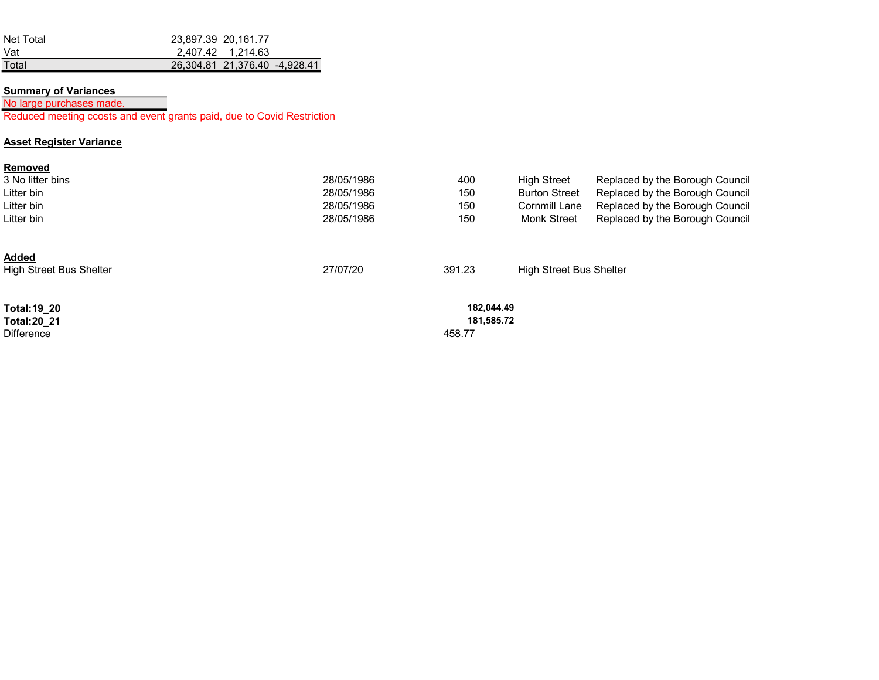| | | | |
|---|---|---|---|
| Net Total | 23,897.39 | 20,161.77 | |
| Vat | 2,407.42 | 1,214.63 | |
| Total | 26,304.81 | 21,376.40 | -4,928.41 |

**Summary of Variances**

No large purchases made.

Reduced meeting ccosts and event grants paid, due to Covid Restriction

**Asset Register Variance**

**Removed**

| | | | | |
|---|---|---|---|---|
| 3 No litter bins | 28/05/1986 | 400 | High Street | Replaced by the Borough Council |
| Litter bin | 28/05/1986 | 150 | Burton Street | Replaced by the Borough Council |
| Litter bin | 28/05/1986 | 150 | Cornmill Lane | Replaced by the Borough Council |
| Litter bin | 28/05/1986 | 150 | Monk Street | Replaced by the Borough Council |

**Added**

| | | | |
|---|---|---|---|
| High Street Bus Shelter | 27/07/20 | 391.23 | High Street Bus Shelter |

| | |
|---|---|
| **Total:19_20** | **182,044.49** |
| **Total:20_21** | **181,585.72** |
| Difference | 458.77 |